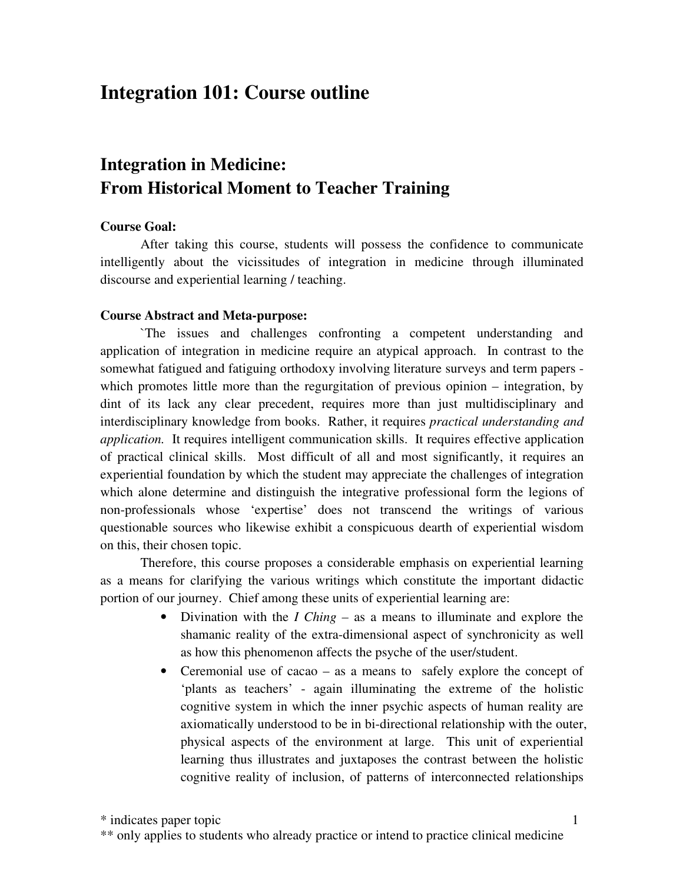# Integration 101: Course outline

## Integration in Medicine:
## From Historical Moment to Teacher Training

**Course Goal:**

After taking this course, students will possess the confidence to communicate intelligently about the vicissitudes of integration in medicine through illuminated discourse and experiential learning / teaching.

**Course Abstract and Meta-purpose:**

`The issues and challenges confronting a competent understanding and application of integration in medicine require an atypical approach. In contrast to the somewhat fatigued and fatiguing orthodoxy involving literature surveys and term papers - which promotes little more than the regurgitation of previous opinion – integration, by dint of its lack any clear precedent, requires more than just multidisciplinary and interdisciplinary knowledge from books. Rather, it requires *practical understanding and application.* It requires intelligent communication skills. It requires effective application of practical clinical skills. Most difficult of all and most significantly, it requires an experiential foundation by which the student may appreciate the challenges of integration which alone determine and distinguish the integrative professional form the legions of non-professionals whose 'expertise' does not transcend the writings of various questionable sources who likewise exhibit a conspicuous dearth of experiential wisdom on this, their chosen topic.

Therefore, this course proposes a considerable emphasis on experiential learning as a means for clarifying the various writings which constitute the important didactic portion of our journey. Chief among these units of experiential learning are:

- Divination with the *I Ching* – as a means to illuminate and explore the shamanic reality of the extra-dimensional aspect of synchronicity as well as how this phenomenon affects the psyche of the user/student.
- Ceremonial use of cacao – as a means to safely explore the concept of 'plants as teachers' - again illuminating the extreme of the holistic cognitive system in which the inner psychic aspects of human reality are axiomatically understood to be in bi-directional relationship with the outer, physical aspects of the environment at large. This unit of experiential learning thus illustrates and juxtaposes the contrast between the holistic cognitive reality of inclusion, of patterns of interconnected relationships

\* indicates paper topic

\*\* only applies to students who already practice or intend to practice clinical medicine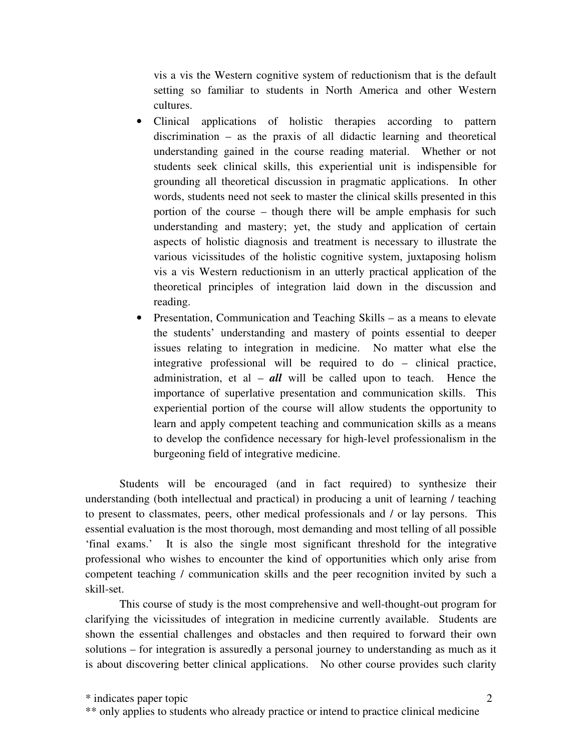vis a vis the Western cognitive system of reductionism that is the default setting so familiar to students in North America and other Western cultures.

- Clinical applications of holistic therapies according to pattern discrimination – as the praxis of all didactic learning and theoretical understanding gained in the course reading material. Whether or not students seek clinical skills, this experiential unit is indispensible for grounding all theoretical discussion in pragmatic applications. In other words, students need not seek to master the clinical skills presented in this portion of the course – though there will be ample emphasis for such understanding and mastery; yet, the study and application of certain aspects of holistic diagnosis and treatment is necessary to illustrate the various vicissitudes of the holistic cognitive system, juxtaposing holism vis a vis Western reductionism in an utterly practical application of the theoretical principles of integration laid down in the discussion and reading.
- Presentation, Communication and Teaching Skills – as a means to elevate the students' understanding and mastery of points essential to deeper issues relating to integration in medicine. No matter what else the integrative professional will be required to do – clinical practice, administration, et al – ***all*** will be called upon to teach. Hence the importance of superlative presentation and communication skills. This experiential portion of the course will allow students the opportunity to learn and apply competent teaching and communication skills as a means to develop the confidence necessary for high-level professionalism in the burgeoning field of integrative medicine.

Students will be encouraged (and in fact required) to synthesize their understanding (both intellectual and practical) in producing a unit of learning / teaching to present to classmates, peers, other medical professionals and / or lay persons. This essential evaluation is the most thorough, most demanding and most telling of all possible 'final exams.' It is also the single most significant threshold for the integrative professional who wishes to encounter the kind of opportunities which only arise from competent teaching / communication skills and the peer recognition invited by such a skill-set.

This course of study is the most comprehensive and well-thought-out program for clarifying the vicissitudes of integration in medicine currently available. Students are shown the essential challenges and obstacles and then required to forward their own solutions – for integration is assuredly a personal journey to understanding as much as it is about discovering better clinical applications. No other course provides such clarity

* indicates paper topic

** only applies to students who already practice or intend to practice clinical medicine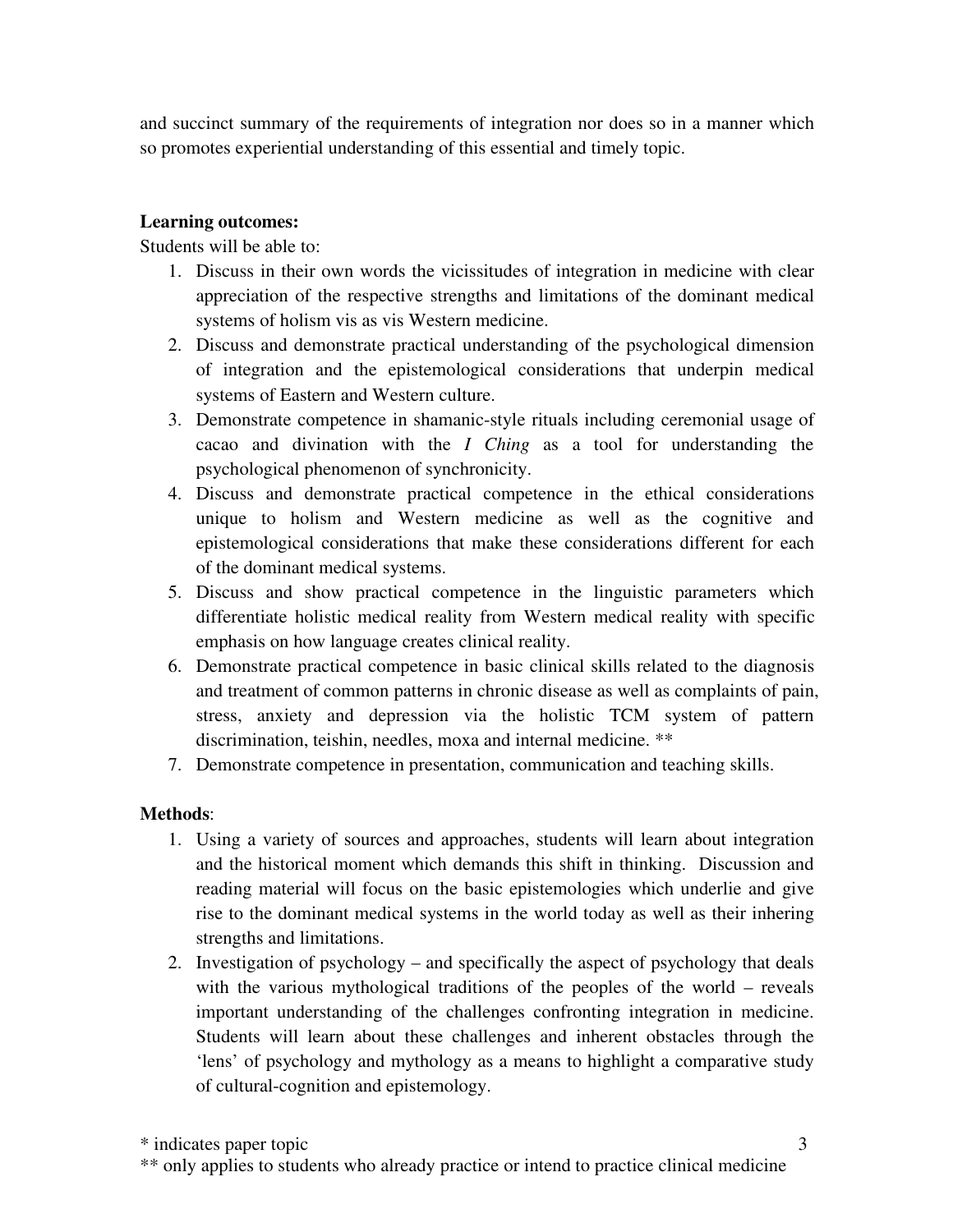and succinct summary of the requirements of integration nor does so in a manner which so promotes experiential understanding of this essential and timely topic.

**Learning outcomes:**

Students will be able to:

1. Discuss in their own words the vicissitudes of integration in medicine with clear appreciation of the respective strengths and limitations of the dominant medical systems of holism vis as vis Western medicine.
2. Discuss and demonstrate practical understanding of the psychological dimension of integration and the epistemological considerations that underpin medical systems of Eastern and Western culture.
3. Demonstrate competence in shamanic-style rituals including ceremonial usage of cacao and divination with the *I Ching* as a tool for understanding the psychological phenomenon of synchronicity.
4. Discuss and demonstrate practical competence in the ethical considerations unique to holism and Western medicine as well as the cognitive and epistemological considerations that make these considerations different for each of the dominant medical systems.
5. Discuss and show practical competence in the linguistic parameters which differentiate holistic medical reality from Western medical reality with specific emphasis on how language creates clinical reality.
6. Demonstrate practical competence in basic clinical skills related to the diagnosis and treatment of common patterns in chronic disease as well as complaints of pain, stress, anxiety and depression via the holistic TCM system of pattern discrimination, teishin, needles, moxa and internal medicine. **
7. Demonstrate competence in presentation, communication and teaching skills.

**Methods**:

1. Using a variety of sources and approaches, students will learn about integration and the historical moment which demands this shift in thinking. Discussion and reading material will focus on the basic epistemologies which underlie and give rise to the dominant medical systems in the world today as well as their inhering strengths and limitations.
2. Investigation of psychology – and specifically the aspect of psychology that deals with the various mythological traditions of the peoples of the world – reveals important understanding of the challenges confronting integration in medicine. Students will learn about these challenges and inherent obstacles through the 'lens' of psychology and mythology as a means to highlight a comparative study of cultural-cognition and epistemology.

* indicates paper topic

** only applies to students who already practice or intend to practice clinical medicine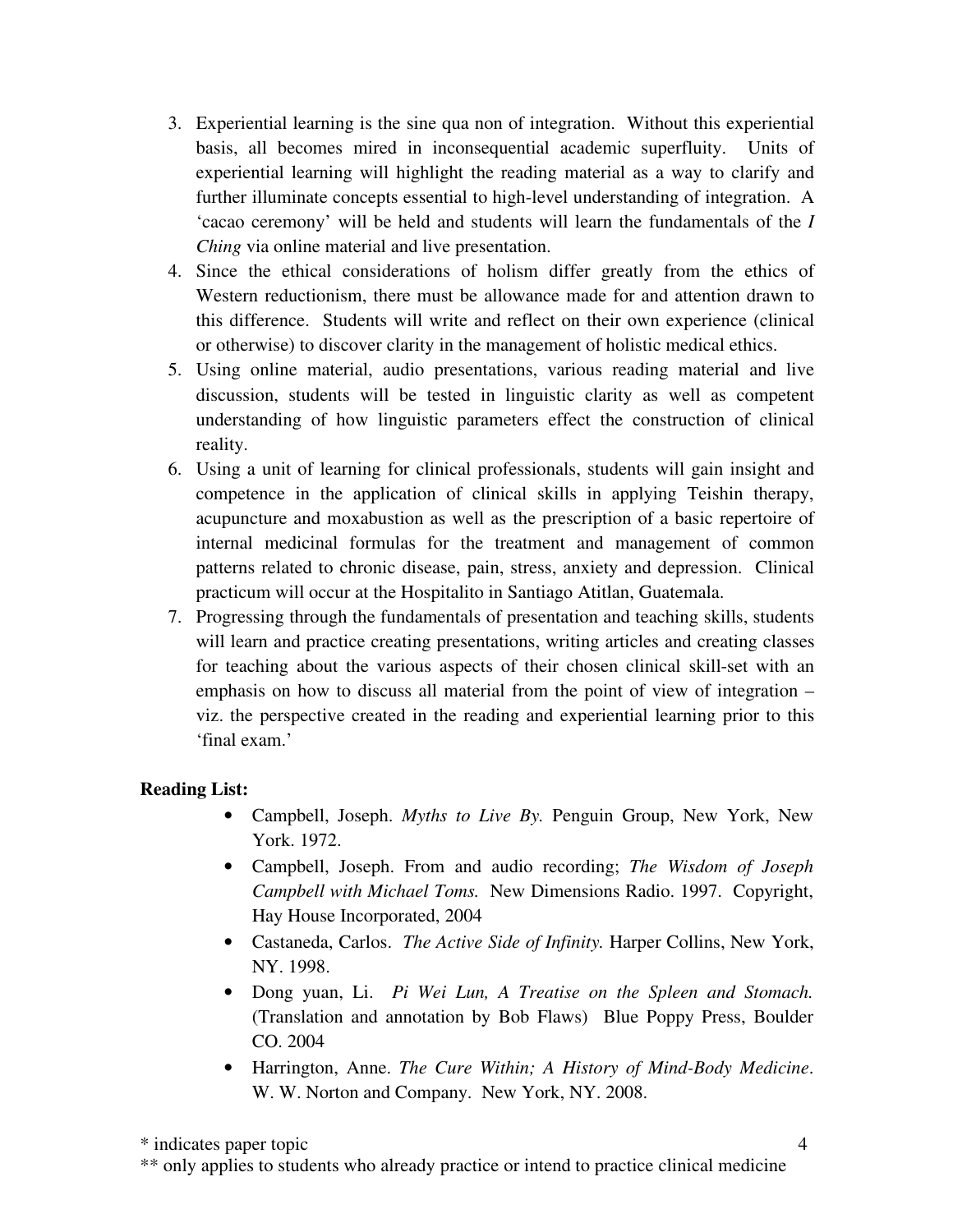3. Experiential learning is the sine qua non of integration. Without this experiential basis, all becomes mired in inconsequential academic superfluity. Units of experiential learning will highlight the reading material as a way to clarify and further illuminate concepts essential to high-level understanding of integration. A 'cacao ceremony' will be held and students will learn the fundamentals of the *I Ching* via online material and live presentation.
4. Since the ethical considerations of holism differ greatly from the ethics of Western reductionism, there must be allowance made for and attention drawn to this difference. Students will write and reflect on their own experience (clinical or otherwise) to discover clarity in the management of holistic medical ethics.
5. Using online material, audio presentations, various reading material and live discussion, students will be tested in linguistic clarity as well as competent understanding of how linguistic parameters effect the construction of clinical reality.
6. Using a unit of learning for clinical professionals, students will gain insight and competence in the application of clinical skills in applying Teishin therapy, acupuncture and moxabustion as well as the prescription of a basic repertoire of internal medicinal formulas for the treatment and management of common patterns related to chronic disease, pain, stress, anxiety and depression. Clinical practicum will occur at the Hospitalito in Santiago Atitlan, Guatemala.
7. Progressing through the fundamentals of presentation and teaching skills, students will learn and practice creating presentations, writing articles and creating classes for teaching about the various aspects of their chosen clinical skill-set with an emphasis on how to discuss all material from the point of view of integration – viz. the perspective created in the reading and experiential learning prior to this 'final exam.'

**Reading List:**

- Campbell, Joseph. *Myths to Live By.* Penguin Group, New York, New York. 1972.
- Campbell, Joseph. From and audio recording; *The Wisdom of Joseph Campbell with Michael Toms.* New Dimensions Radio. 1997. Copyright, Hay House Incorporated, 2004
- Castaneda, Carlos. *The Active Side of Infinity.* Harper Collins, New York, NY. 1998.
- Dong yuan, Li. *Pi Wei Lun, A Treatise on the Spleen and Stomach.* (Translation and annotation by Bob Flaws) Blue Poppy Press, Boulder CO. 2004
- Harrington, Anne. *The Cure Within; A History of Mind-Body Medicine*. W. W. Norton and Company. New York, NY. 2008.

* indicates paper topic
** only applies to students who already practice or intend to practice clinical medicine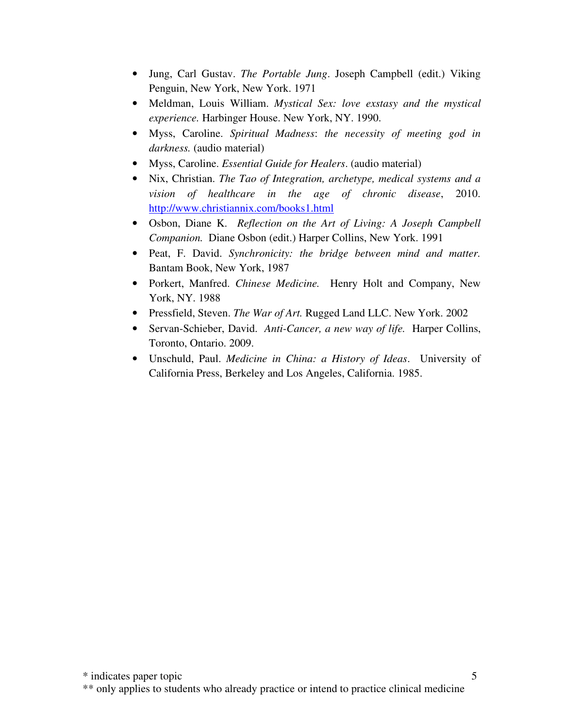- Jung, Carl Gustav. *The Portable Jung*. Joseph Campbell (edit.) Viking Penguin, New York, New York. 1971
- Meldman, Louis William. *Mystical Sex: love exstasy and the mystical experience.* Harbinger House. New York, NY. 1990.
- Myss, Caroline. *Spiritual Madness*: *the necessity of meeting god in darkness.* (audio material)
- Myss, Caroline. *Essential Guide for Healers*. (audio material)
- Nix, Christian. *The Tao of Integration, archetype, medical systems and a vision of healthcare in the age of chronic disease*, 2010. [http://www.christiannix.com/books1.html](http://www.christiannix.com/books1.html)
- Osbon, Diane K. *Reflection on the Art of Living: A Joseph Campbell Companion.* Diane Osbon (edit.) Harper Collins, New York. 1991
- Peat, F. David. *Synchronicity: the bridge between mind and matter.* Bantam Book, New York, 1987
- Porkert, Manfred. *Chinese Medicine.* Henry Holt and Company, New York, NY. 1988
- Pressfield, Steven. *The War of Art.* Rugged Land LLC. New York. 2002
- Servan-Schieber, David. *Anti-Cancer, a new way of life.* Harper Collins, Toronto, Ontario. 2009.
- Unschuld, Paul. *Medicine in China: a History of Ideas*. University of California Press, Berkeley and Los Angeles, California. 1985.

* indicates paper topic
** only applies to students who already practice or intend to practice clinical medicine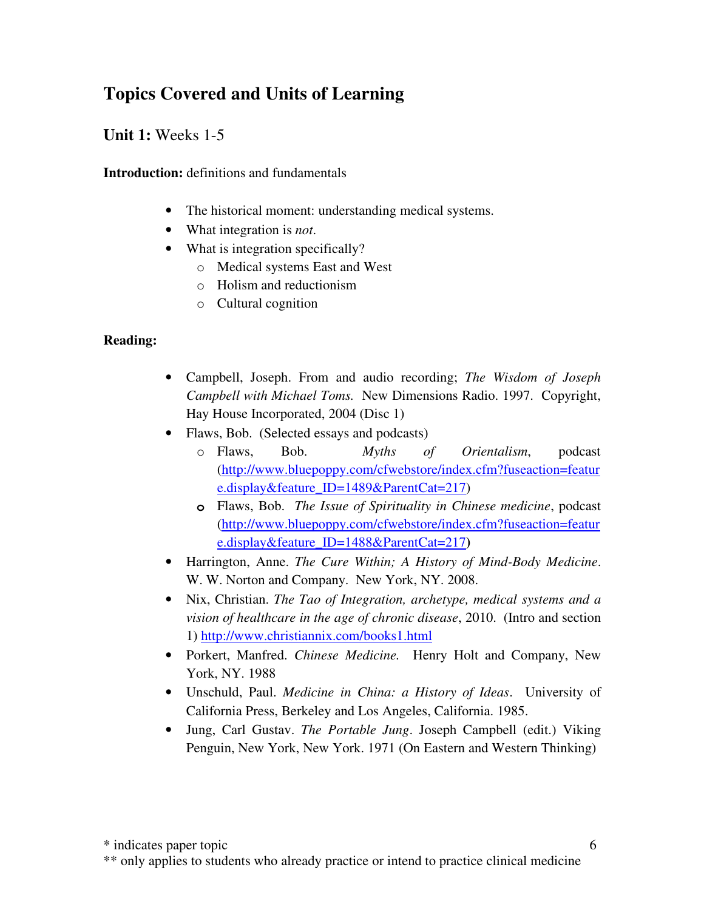## Topics Covered and Units of Learning

### **Unit 1:** Weeks 1-5

**Introduction:** definitions and fundamentals

- The historical moment: understanding medical systems.
- What integration is *not*.
- What is integration specifically?
  - Medical systems East and West
  - Holism and reductionism
  - Cultural cognition

**Reading:**

- Campbell, Joseph. From and audio recording; *The Wisdom of Joseph Campbell with Michael Toms.* New Dimensions Radio. 1997. Copyright, Hay House Incorporated, 2004 (Disc 1)
- Flaws, Bob. (Selected essays and podcasts)
  - Flaws, Bob. *Myths of Orientalism*, podcast (http://www.bluepoppy.com/cfwebstore/index.cfm?fuseaction=feature.display&feature_ID=1489&ParentCat=217)
  - Flaws, Bob. *The Issue of Spirituality in Chinese medicine*, podcast (http://www.bluepoppy.com/cfwebstore/index.cfm?fuseaction=feature.display&feature_ID=1488&ParentCat=217)
- Harrington, Anne. *The Cure Within; A History of Mind-Body Medicine*. W. W. Norton and Company. New York, NY. 2008.
- Nix, Christian. *The Tao of Integration, archetype, medical systems and a vision of healthcare in the age of chronic disease*, 2010. (Intro and section 1) http://www.christiannix.com/books1.html
- Porkert, Manfred. *Chinese Medicine.* Henry Holt and Company, New York, NY. 1988
- Unschuld, Paul. *Medicine in China: a History of Ideas*. University of California Press, Berkeley and Los Angeles, California. 1985.
- Jung, Carl Gustav. *The Portable Jung*. Joseph Campbell (edit.) Viking Penguin, New York, New York. 1971 (On Eastern and Western Thinking)

\* indicates paper topic

\*\* only applies to students who already practice or intend to practice clinical medicine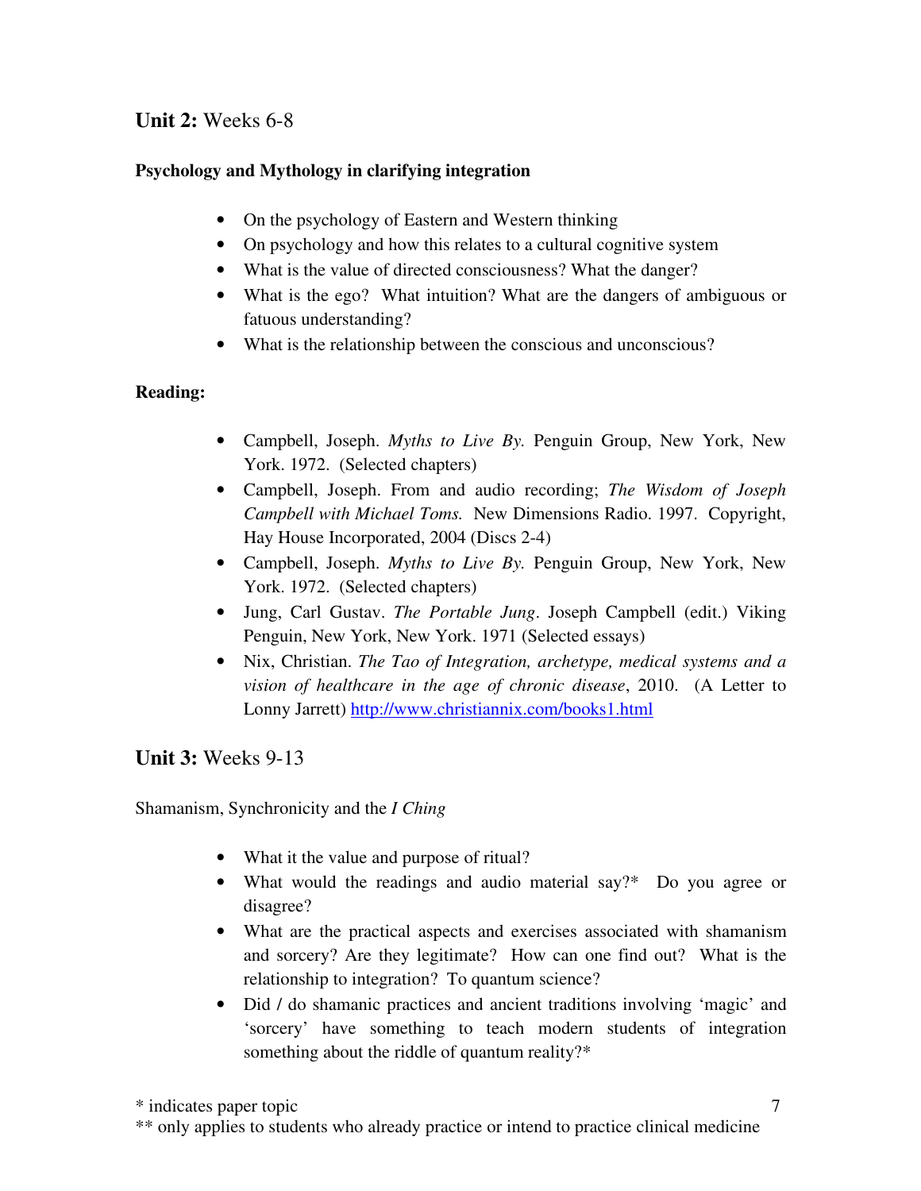## **Unit 2:** Weeks 6-8

**Psychology and Mythology in clarifying integration**

- On the psychology of Eastern and Western thinking
- On psychology and how this relates to a cultural cognitive system
- What is the value of directed consciousness? What the danger?
- What is the ego? What intuition? What are the dangers of ambiguous or fatuous understanding?
- What is the relationship between the conscious and unconscious?

**Reading:**

- Campbell, Joseph. *Myths to Live By.* Penguin Group, New York, New York. 1972. (Selected chapters)
- Campbell, Joseph. From and audio recording; *The Wisdom of Joseph Campbell with Michael Toms.* New Dimensions Radio. 1997. Copyright, Hay House Incorporated, 2004 (Discs 2-4)
- Campbell, Joseph. *Myths to Live By.* Penguin Group, New York, New York. 1972. (Selected chapters)
- Jung, Carl Gustav. *The Portable Jung*. Joseph Campbell (edit.) Viking Penguin, New York, New York. 1971 (Selected essays)
- Nix, Christian. *The Tao of Integration, archetype, medical systems and a vision of healthcare in the age of chronic disease*, 2010. (A Letter to Lonny Jarrett) http://www.christiannix.com/books1.html

## **Unit 3:** Weeks 9-13

Shamanism, Synchronicity and the *I Ching*

- What it the value and purpose of ritual?
- What would the readings and audio material say?* Do you agree or disagree?
- What are the practical aspects and exercises associated with shamanism and sorcery? Are they legitimate? How can one find out? What is the relationship to integration? To quantum science?
- Did / do shamanic practices and ancient traditions involving 'magic' and 'sorcery' have something to teach modern students of integration something about the riddle of quantum reality?*

\* indicates paper topic
\*\* only applies to students who already practice or intend to practice clinical medicine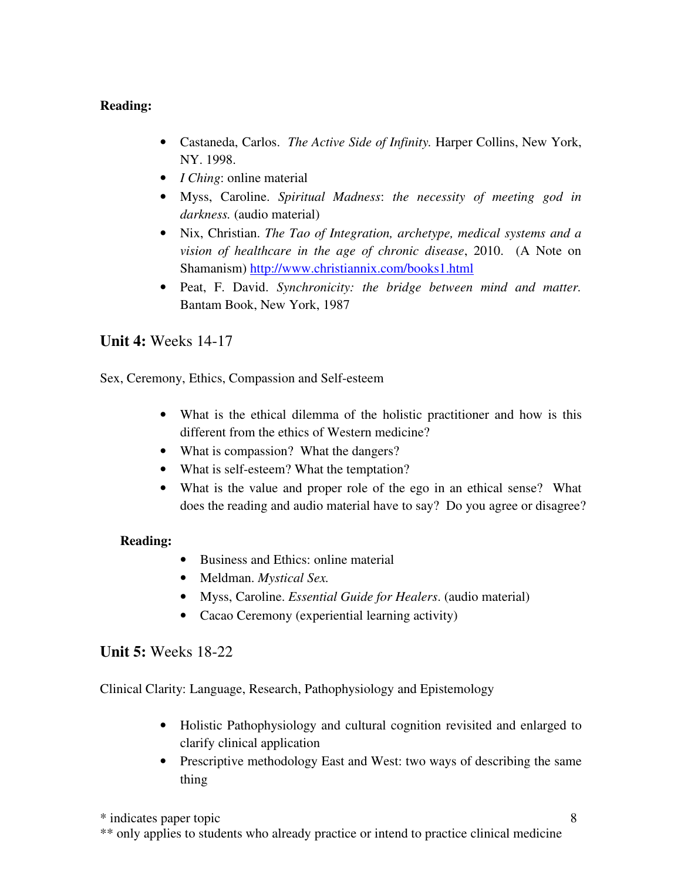**Reading:**

- Castaneda, Carlos. *The Active Side of Infinity.* Harper Collins, New York, NY. 1998.
- *I Ching*: online material
- Myss, Caroline. *Spiritual Madness*: *the necessity of meeting god in darkness.* (audio material)
- Nix, Christian. *The Tao of Integration, archetype, medical systems and a vision of healthcare in the age of chronic disease*, 2010. (A Note on Shamanism) http://www.christiannix.com/books1.html
- Peat, F. David. *Synchronicity: the bridge between mind and matter.* Bantam Book, New York, 1987

## **Unit 4:** Weeks 14-17

Sex, Ceremony, Ethics, Compassion and Self-esteem

- What is the ethical dilemma of the holistic practitioner and how is this different from the ethics of Western medicine?
- What is compassion? What the dangers?
- What is self-esteem? What the temptation?
- What is the value and proper role of the ego in an ethical sense? What does the reading and audio material have to say? Do you agree or disagree?

**Reading:**

- Business and Ethics: online material
- Meldman. *Mystical Sex.*
- Myss, Caroline. *Essential Guide for Healers*. (audio material)
- Cacao Ceremony (experiential learning activity)

## **Unit 5:** Weeks 18-22

Clinical Clarity: Language, Research, Pathophysiology and Epistemology

- Holistic Pathophysiology and cultural cognition revisited and enlarged to clarify clinical application
- Prescriptive methodology East and West: two ways of describing the same thing

\* indicates paper topic
\*\* only applies to students who already practice or intend to practice clinical medicine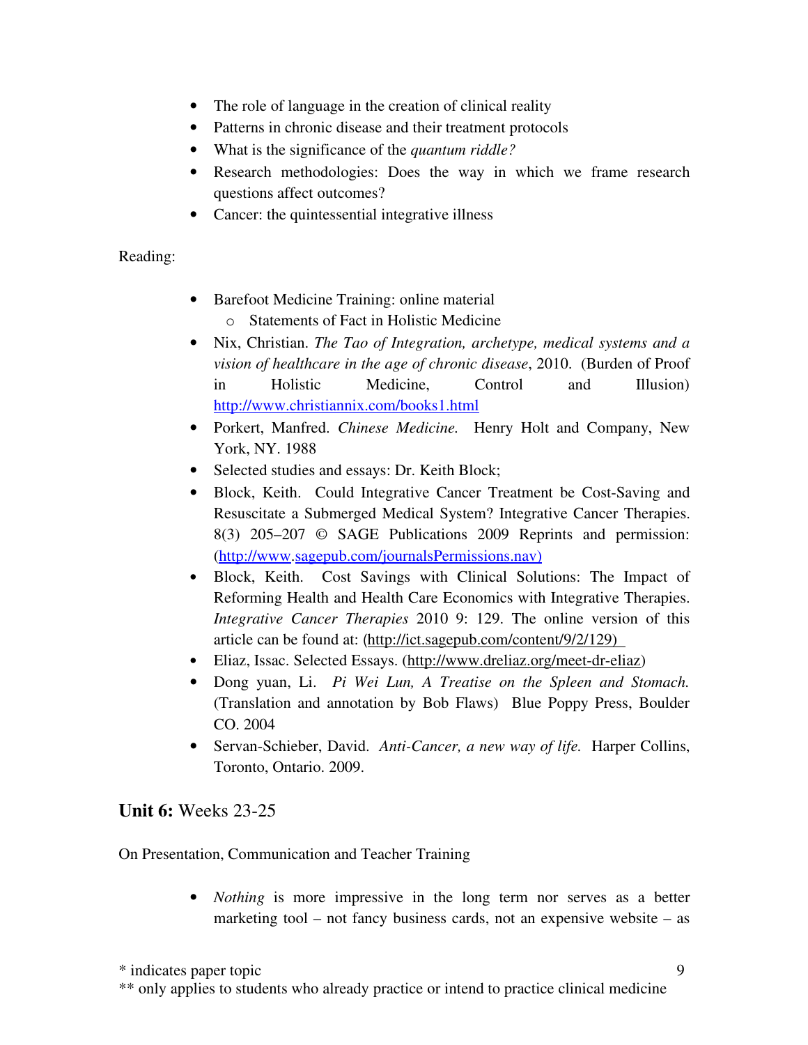- The role of language in the creation of clinical reality
- Patterns in chronic disease and their treatment protocols
- What is the significance of the *quantum riddle?*
- Research methodologies: Does the way in which we frame research questions affect outcomes?
- Cancer: the quintessential integrative illness

Reading:

- Barefoot Medicine Training: online material
    - Statements of Fact in Holistic Medicine
- Nix, Christian. *The Tao of Integration, archetype, medical systems and a vision of healthcare in the age of chronic disease*, 2010. (Burden of Proof in Holistic Medicine, Control and Illusion) http://www.christiannix.com/books1.html
- Porkert, Manfred. *Chinese Medicine.* Henry Holt and Company, New York, NY. 1988
- Selected studies and essays: Dr. Keith Block;
- Block, Keith. Could Integrative Cancer Treatment be Cost-Saving and Resuscitate a Submerged Medical System? Integrative Cancer Therapies. 8(3) 205–207 © SAGE Publications 2009 Reprints and permission: (http://www.sagepub.com/journalsPermissions.nav)
- Block, Keith. Cost Savings with Clinical Solutions: The Impact of Reforming Health and Health Care Economics with Integrative Therapies. *Integrative Cancer Therapies* 2010 9: 129. The online version of this article can be found at: (http://ict.sagepub.com/content/9/2/129)
- Eliaz, Issac. Selected Essays. (http://www.dreliaz.org/meet-dr-eliaz)
- Dong yuan, Li. *Pi Wei Lun, A Treatise on the Spleen and Stomach.* (Translation and annotation by Bob Flaws) Blue Poppy Press, Boulder CO. 2004
- Servan-Schieber, David. *Anti-Cancer, a new way of life.* Harper Collins, Toronto, Ontario. 2009.

## **Unit 6:** Weeks 23-25

On Presentation, Communication and Teacher Training

- *Nothing* is more impressive in the long term nor serves as a better marketing tool – not fancy business cards, not an expensive website – as

\* indicates paper topic
\*\* only applies to students who already practice or intend to practice clinical medicine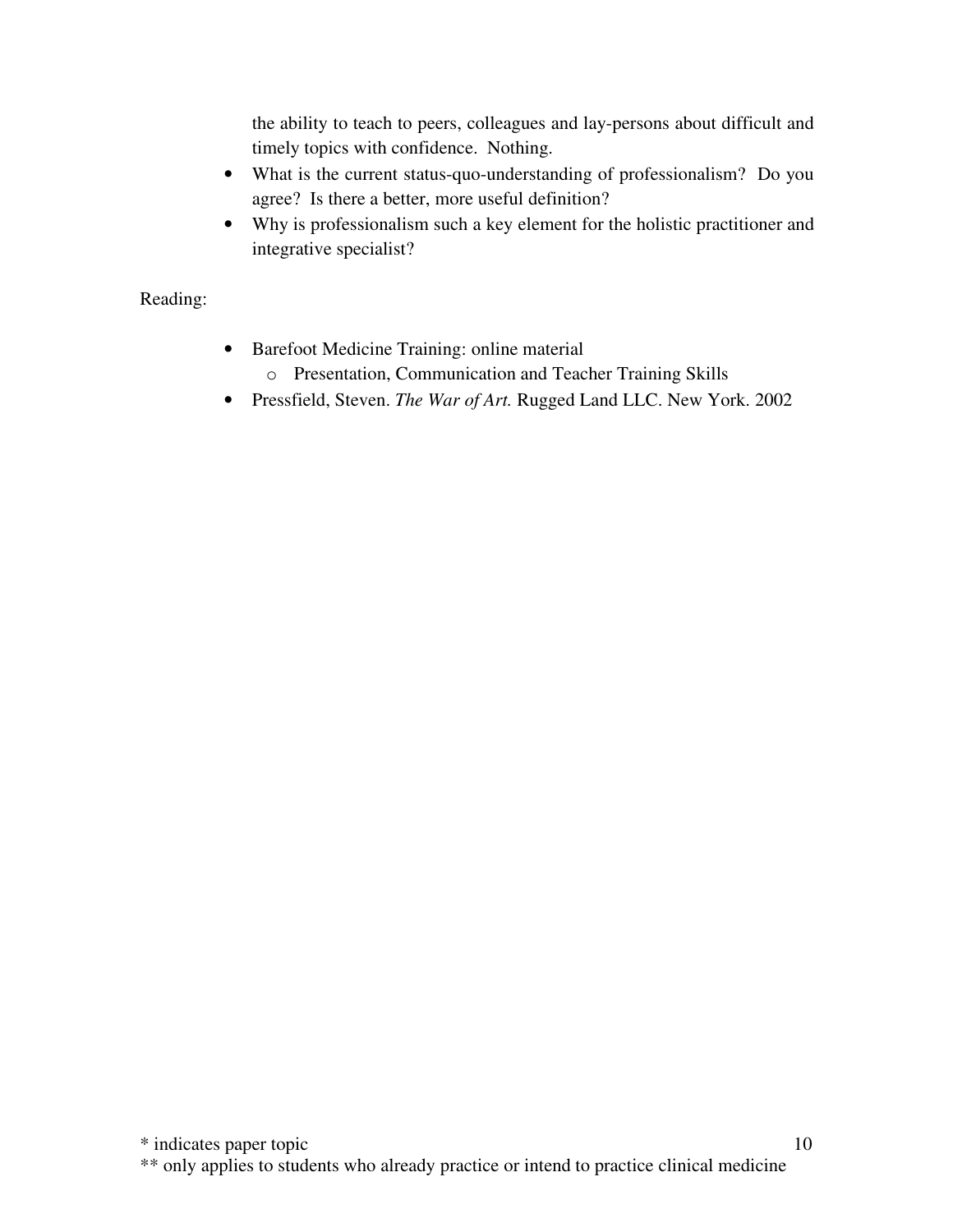the ability to teach to peers, colleagues and lay-persons about difficult and timely topics with confidence. Nothing.

- What is the current status-quo-understanding of professionalism? Do you agree? Is there a better, more useful definition?
- Why is professionalism such a key element for the holistic practitioner and integrative specialist?

Reading:

- Barefoot Medicine Training: online material
  - Presentation, Communication and Teacher Training Skills
- Pressfield, Steven. *The War of Art.* Rugged Land LLC. New York. 2002

\* indicates paper topic

\*\* only applies to students who already practice or intend to practice clinical medicine